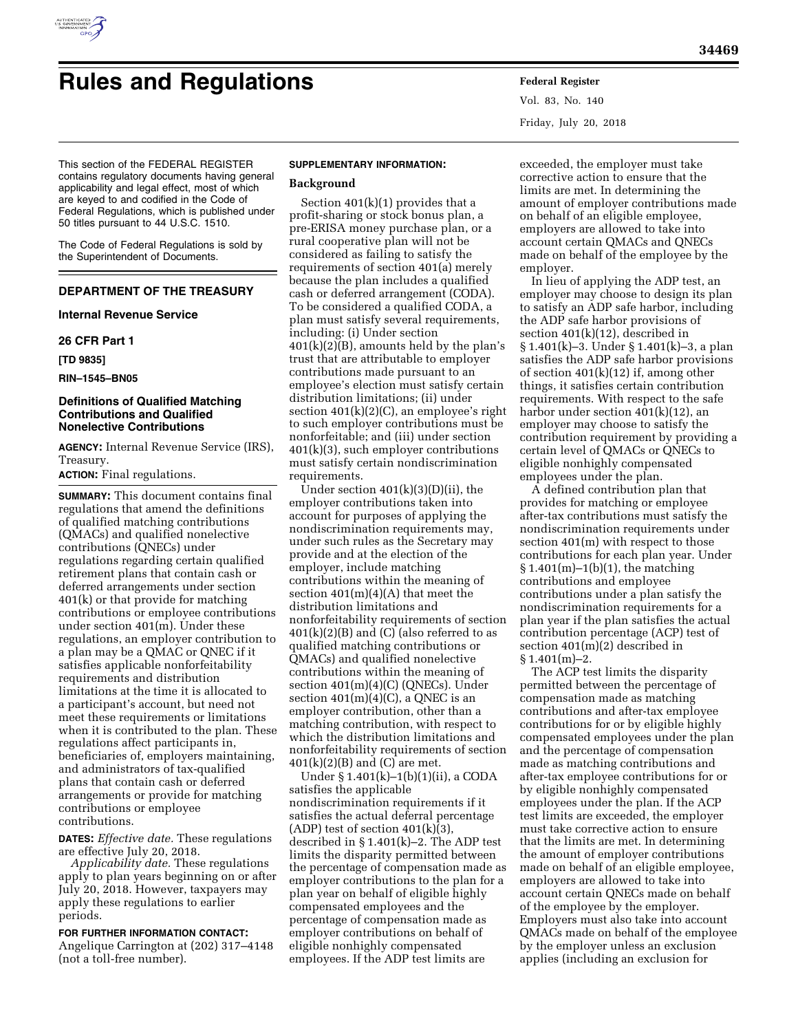# Rules and Regulations

This section of the FEDERAL REGISTER contains regulatory documents having general applicability and legal effect, most of which are keyed to and codified in the Code of Federal Regulations, which is published under 50 titles pursuant to 44 U.S.C. 1510.

The Code of Federal Regulations is sold by the Superintendent of Documents.

## DEPARTMENT OF THE TREASURY

### Internal Revenue Service

### 26 CFR Part 1

**[TD 9835]**

**RIN–1545–BN05**

### Definitions of Qualified Matching Contributions and Qualified Nonelective Contributions

**AGENCY:** Internal Revenue Service (IRS), Treasury.

**ACTION:** Final regulations.

**SUMMARY:** This document contains final regulations that amend the definitions of qualified matching contributions (QMACs) and qualified nonelective contributions (QNECs) under regulations regarding certain qualified retirement plans that contain cash or deferred arrangements under section 401(k) or that provide for matching contributions or employee contributions under section 401(m). Under these regulations, an employer contribution to a plan may be a QMAC or QNEC if it satisfies applicable nonforfeitability requirements and distribution limitations at the time it is allocated to a participant's account, but need not meet these requirements or limitations when it is contributed to the plan. These regulations affect participants in, beneficiaries of, employers maintaining, and administrators of tax-qualified plans that contain cash or deferred arrangements or provide for matching contributions or employee contributions.

**DATES:** *Effective date.* These regulations are effective July 20, 2018.

*Applicability date.* These regulations apply to plan years beginning on or after July 20, 2018. However, taxpayers may apply these regulations to earlier periods.

**FOR FURTHER INFORMATION CONTACT:** Angelique Carrington at (202) 317–4148 (not a toll-free number).

**SUPPLEMENTARY INFORMATION:**

## Background

Section 401(k)(1) provides that a profit-sharing or stock bonus plan, a pre-ERISA money purchase plan, or a rural cooperative plan will not be considered as failing to satisfy the requirements of section 401(a) merely because the plan includes a qualified cash or deferred arrangement (CODA). To be considered a qualified CODA, a plan must satisfy several requirements, including: (i) Under section 401(k)(2)(B), amounts held by the plan's trust that are attributable to employer contributions made pursuant to an employee's election must satisfy certain distribution limitations; (ii) under section 401(k)(2)(C), an employee's right to such employer contributions must be nonforfeitable; and (iii) under section 401(k)(3), such employer contributions must satisfy certain nondiscrimination requirements.

Under section 401(k)(3)(D)(ii), the employer contributions taken into account for purposes of applying the nondiscrimination requirements may, under such rules as the Secretary may provide and at the election of the employer, include matching contributions within the meaning of section 401(m)(4)(A) that meet the distribution limitations and nonforfeitability requirements of section 401(k)(2)(B) and (C) (also referred to as qualified matching contributions or QMACs) and qualified nonelective contributions within the meaning of section 401(m)(4)(C) (QNECs). Under section 401(m)(4)(C), a QNEC is an employer contribution, other than a matching contribution, with respect to which the distribution limitations and nonforfeitability requirements of section 401(k)(2)(B) and (C) are met.

Under § 1.401(k)–1(b)(1)(ii), a CODA satisfies the applicable nondiscrimination requirements if it satisfies the actual deferral percentage (ADP) test of section 401(k)(3), described in § 1.401(k)–2. The ADP test limits the disparity permitted between the percentage of compensation made as employer contributions to the plan for a plan year on behalf of eligible highly compensated employees and the percentage of compensation made as employer contributions on behalf of eligible nonhighly compensated employees. If the ADP test limits are exceeded, the employer must take corrective action to ensure that the limits are met. In determining the amount of employer contributions made on behalf of an eligible employee, employers are allowed to take into account certain QMACs and QNECs made on behalf of the employee by the employer.

In lieu of applying the ADP test, an employer may choose to design its plan to satisfy an ADP safe harbor, including the ADP safe harbor provisions of section 401(k)(12), described in § 1.401(k)–3. Under § 1.401(k)–3, a plan satisfies the ADP safe harbor provisions of section 401(k)(12) if, among other things, it satisfies certain contribution requirements. With respect to the safe harbor under section 401(k)(12), an employer may choose to satisfy the contribution requirement by providing a certain level of QMACs or QNECs to eligible nonhighly compensated employees under the plan.

A defined contribution plan that provides for matching or employee after-tax contributions must satisfy the nondiscrimination requirements under section 401(m) with respect to those contributions for each plan year. Under § 1.401(m)–1(b)(1), the matching contributions and employee contributions under a plan satisfy the nondiscrimination requirements for a plan year if the plan satisfies the actual contribution percentage (ACP) test of section 401(m)(2) described in § 1.401(m)–2.

The ACP test limits the disparity permitted between the percentage of compensation made as matching contributions and after-tax employee contributions for or by eligible highly compensated employees under the plan and the percentage of compensation made as matching contributions and after-tax employee contributions for or by eligible nonhighly compensated employees under the plan. If the ACP test limits are exceeded, the employer must take corrective action to ensure that the limits are met. In determining the amount of employer contributions made on behalf of an eligible employee, employers are allowed to take into account certain QNECs made on behalf of the employee by the employer. Employers must also take into account QMACs made on behalf of the employee by the employer unless an exclusion applies (including an exclusion for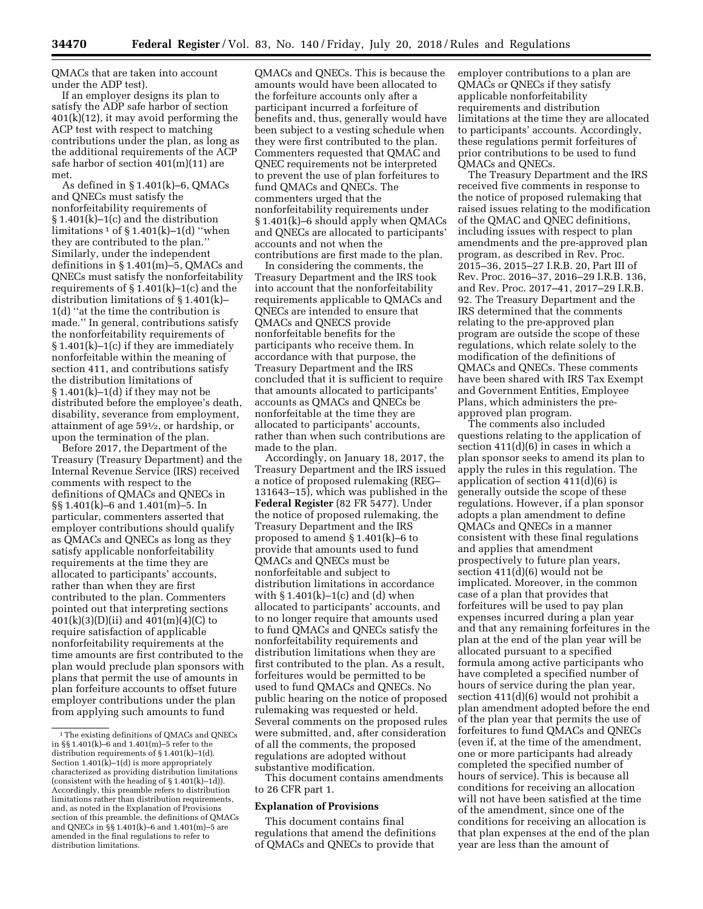QMACs that are taken into account under the ADP test).

If an employer designs its plan to satisfy the ADP safe harbor of section 401(k)(12), it may avoid performing the ACP test with respect to matching contributions under the plan, as long as the additional requirements of the ACP safe harbor of section 401(m)(11) are met.

As defined in § 1.401(k)–6, QMACs and QNECs must satisfy the nonforfeitability requirements of § 1.401(k)–1(c) and the distribution limitations [1] of § 1.401(k)–1(d) "when they are contributed to the plan." Similarly, under the independent definitions in § 1.401(m)–5, QMACs and QNECs must satisfy the nonforfeitability requirements of § 1.401(k)–1(c) and the distribution limitations of § 1.401(k)–1(d) "at the time the contribution is made." In general, contributions satisfy the nonforfeitability requirements of § 1.401(k)–1(c) if they are immediately nonforfeitable within the meaning of section 411, and contributions satisfy the distribution limitations of § 1.401(k)–1(d) if they may not be distributed before the employee's death, disability, severance from employment, attainment of age 59½, or hardship, or upon the termination of the plan.

Before 2017, the Department of the Treasury (Treasury Department) and the Internal Revenue Service (IRS) received comments with respect to the definitions of QMACs and QNECs in §§ 1.401(k)–6 and 1.401(m)–5. In particular, commenters asserted that employer contributions should qualify as QMACs and QNECs as long as they satisfy applicable nonforfeitability requirements at the time they are allocated to participants' accounts, rather than when they are first contributed to the plan. Commenters pointed out that interpreting sections 401(k)(3)(D)(ii) and 401(m)(4)(C) to require satisfaction of applicable nonforfeitability requirements at the time amounts are first contributed to the plan would preclude plan sponsors with plans that permit the use of amounts in plan forfeiture accounts to offset future employer contributions under the plan from applying such amounts to fund QMACs and QNECs. This is because the amounts would have been allocated to the forfeiture accounts only after a participant incurred a forfeiture of benefits and, thus, generally would have been subject to a vesting schedule when they were first contributed to the plan. Commenters requested that QMAC and QNEC requirements not be interpreted to prevent the use of plan forfeitures to fund QMACs and QNECs. The commenters urged that the nonforfeitability requirements under § 1.401(k)–6 should apply when QMACs and QNECs are allocated to participants' accounts and not when the contributions are first made to the plan.

In considering the comments, the Treasury Department and the IRS took into account that the nonforfeitability requirements applicable to QMACs and QNECs are intended to ensure that QMACs and QNECS provide nonforfeitable benefits for the participants who receive them. In accordance with that purpose, the Treasury Department and the IRS concluded that it is sufficient to require that amounts allocated to participants' accounts as QMACs and QNECs be nonforfeitable at the time they are allocated to participants' accounts, rather than when such contributions are made to the plan.

Accordingly, on January 18, 2017, the Treasury Department and the IRS issued a notice of proposed rulemaking (REG–131643–15), which was published in the **Federal Register** (82 FR 5477). Under the notice of proposed rulemaking, the Treasury Department and the IRS proposed to amend § 1.401(k)–6 to provide that amounts used to fund QMACs and QNECs must be nonforfeitable and subject to distribution limitations in accordance with § 1.401(k)–1(c) and (d) when allocated to participants' accounts, and to no longer require that amounts used to fund QMACs and QNECs satisfy the nonforfeitability requirements and distribution limitations when they are first contributed to the plan. As a result, forfeitures would be permitted to be used to fund QMACs and QNECs. No public hearing on the notice of proposed rulemaking was requested or held. Several comments on the proposed rules were submitted, and, after consideration of all the comments, the proposed regulations are adopted without substantive modification.

This document contains amendments to 26 CFR part 1.

## Explanation of Provisions

This document contains final regulations that amend the definitions of QMACs and QNECs to provide that employer contributions to a plan are QMACs or QNECs if they satisfy applicable nonforfeitability requirements and distribution limitations at the time they are allocated to participants' accounts. Accordingly, these regulations permit forfeitures of prior contributions to be used to fund QMACs and QNECs.

The Treasury Department and the IRS received five comments in response to the notice of proposed rulemaking that raised issues relating to the modification of the QMAC and QNEC definitions, including issues with respect to plan amendments and the pre-approved plan program, as described in Rev. Proc. 2015–36, 2015–27 I.R.B. 20, Part III of Rev. Proc. 2016–37, 2016–29 I.R.B. 136, and Rev. Proc. 2017–41, 2017–29 I.R.B. 92. The Treasury Department and the IRS determined that the comments relating to the pre-approved plan program are outside the scope of these regulations, which relate solely to the modification of the definitions of QMACs and QNECs. These comments have been shared with IRS Tax Exempt and Government Entities, Employee Plans, which administers the pre-approved plan program.

The comments also included questions relating to the application of section 411(d)(6) in cases in which a plan sponsor seeks to amend its plan to apply the rules in this regulation. The application of section 411(d)(6) is generally outside the scope of these regulations. However, if a plan sponsor adopts a plan amendment to define QMACs and QNECs in a manner consistent with these final regulations and applies that amendment prospectively to future plan years, section 411(d)(6) would not be implicated. Moreover, in the common case of a plan that provides that forfeitures will be used to pay plan expenses incurred during a plan year and that any remaining forfeitures in the plan at the end of the plan year will be allocated pursuant to a specified formula among active participants who have completed a specified number of hours of service during the plan year, section 411(d)(6) would not prohibit a plan amendment adopted before the end of the plan year that permits the use of forfeitures to fund QMACs and QNECs (even if, at the time of the amendment, one or more participants had already completed the specified number of hours of service). This is because all conditions for receiving an allocation will not have been satisfied at the time of the amendment, since one of the conditions for receiving an allocation is that plan expenses at the end of the plan year are less than the amount of

[1] The existing definitions of QMACs and QNECs in §§ 1.401(k)–6 and 1.401(m)–5 refer to the distribution requirements of § 1.401(k)–1(d). Section 1.401(k)–1(d) is more appropriately characterized as providing distribution limitations (consistent with the heading of § 1.401(k)–1d)). Accordingly, this preamble refers to distribution limitations rather than distribution requirements, and, as noted in the Explanation of Provisions section of this preamble, the definitions of QMACs and QNECs in §§ 1.401(k)–6 and 1.401(m)–5 are amended in the final regulations to refer to distribution limitations.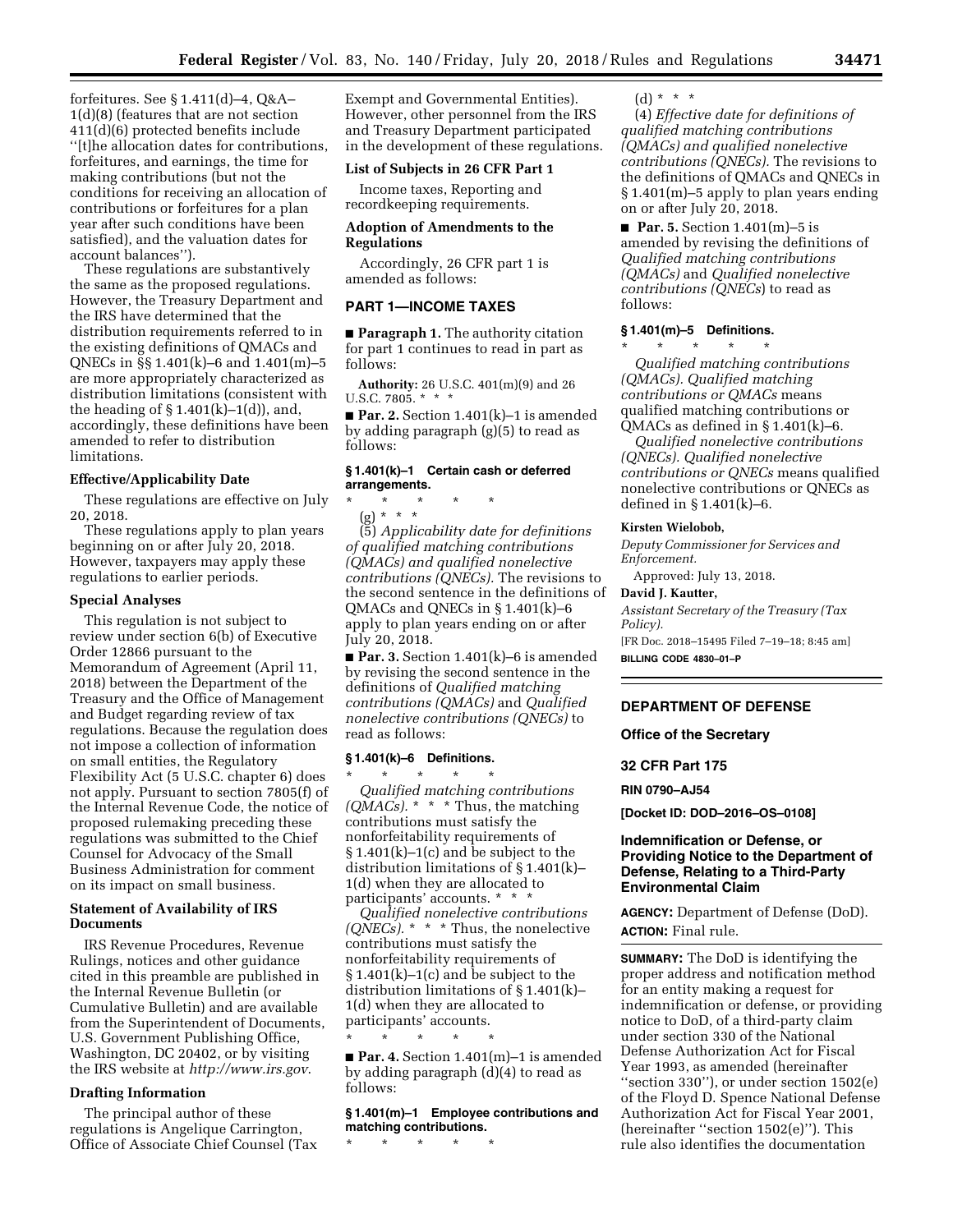forfeitures. See § 1.411(d)–4, Q&A–1(d)(8) (features that are not section 411(d)(6) protected benefits include ''[t]he allocation dates for contributions, forfeitures, and earnings, the time for making contributions (but not the conditions for receiving an allocation of contributions or forfeitures for a plan year after such conditions have been satisfied), and the valuation dates for account balances'').

These regulations are substantively the same as the proposed regulations. However, the Treasury Department and the IRS have determined that the distribution requirements referred to in the existing definitions of QMACs and QNECs in §§ 1.401(k)–6 and 1.401(m)–5 are more appropriately characterized as distribution limitations (consistent with the heading of § 1.401(k)–1(d)), and, accordingly, these definitions have been amended to refer to distribution limitations.

## Effective/Applicability Date

These regulations are effective on July 20, 2018.

These regulations apply to plan years beginning on or after July 20, 2018. However, taxpayers may apply these regulations to earlier periods.

## Special Analyses

This regulation is not subject to review under section 6(b) of Executive Order 12866 pursuant to the Memorandum of Agreement (April 11, 2018) between the Department of the Treasury and the Office of Management and Budget regarding review of tax regulations. Because the regulation does not impose a collection of information on small entities, the Regulatory Flexibility Act (5 U.S.C. chapter 6) does not apply. Pursuant to section 7805(f) of the Internal Revenue Code, the notice of proposed rulemaking preceding these regulations was submitted to the Chief Counsel for Advocacy of the Small Business Administration for comment on its impact on small business.

## Statement of Availability of IRS Documents

IRS Revenue Procedures, Revenue Rulings, notices and other guidance cited in this preamble are published in the Internal Revenue Bulletin (or Cumulative Bulletin) and are available from the Superintendent of Documents, U.S. Government Publishing Office, Washington, DC 20402, or by visiting the IRS website at *http://www.irs.gov*.

## Drafting Information

The principal author of these regulations is Angelique Carrington, Office of Associate Chief Counsel (Tax Exempt and Governmental Entities). However, other personnel from the IRS and Treasury Department participated in the development of these regulations.

## List of Subjects in 26 CFR Part 1

Income taxes, Reporting and recordkeeping requirements.

## Adoption of Amendments to the Regulations

Accordingly, 26 CFR part 1 is amended as follows:

## PART 1—INCOME TAXES

■ **Paragraph 1.** The authority citation for part 1 continues to read in part as follows:

**Authority:** 26 U.S.C. 401(m)(9) and 26 U.S.C. 7805. * * *

■ **Par. 2.** Section 1.401(k)–1 is amended by adding paragraph (g)(5) to read as follows:

### § 1.401(k)–1 Certain cash or deferred arrangements.

\* \* \* \* \*

(g) * * *

(5) *Applicability date for definitions of qualified matching contributions (QMACs) and qualified nonelective contributions (QNECs).* The revisions to the second sentence in the definitions of QMACs and QNECs in § 1.401(k)–6 apply to plan years ending on or after July 20, 2018.

■ **Par. 3.** Section 1.401(k)–6 is amended by revising the second sentence in the definitions of *Qualified matching contributions (QMACs)* and *Qualified nonelective contributions (QNECs)* to read as follows:

### § 1.401(k)–6 Definitions.

\* \* \* \* \*

*Qualified matching contributions (QMACs).* * * * Thus, the matching contributions must satisfy the nonforfeitability requirements of § 1.401(k)–1(c) and be subject to the distribution limitations of § 1.401(k)–1(d) when they are allocated to participants' accounts. * * *

*Qualified nonelective contributions (QNECs).* * * * Thus, the nonelective contributions must satisfy the nonforfeitability requirements of § 1.401(k)–1(c) and be subject to the distribution limitations of § 1.401(k)–1(d) when they are allocated to participants' accounts.

\* \* \* \* \*

■ **Par. 4.** Section 1.401(m)–1 is amended by adding paragraph (d)(4) to read as follows:

### § 1.401(m)–1 Employee contributions and matching contributions.

\* \* \* \* \*

(d) * * *

(4) *Effective date for definitions of qualified matching contributions (QMACs) and qualified nonelective contributions (QNECs).* The revisions to the definitions of QMACs and QNECs in § 1.401(m)–5 apply to plan years ending on or after July 20, 2018.

■ **Par. 5.** Section 1.401(m)–5 is amended by revising the definitions of *Qualified matching contributions (QMACs)* and *Qualified nonelective contributions (QNECs)* to read as follows:

### § 1.401(m)–5 Definitions.

\* \* \* \* \*

*Qualified matching contributions (QMACs). Qualified matching contributions or QMACs* means qualified matching contributions or QMACs as defined in § 1.401(k)–6.

*Qualified nonelective contributions (QNECs). Qualified nonelective contributions or QNECs* means qualified nonelective contributions or QNECs as defined in § 1.401(k)–6.

**Kirsten Wielobob,**

*Deputy Commissioner for Services and Enforcement.*

Approved: July 13, 2018.

**David J. Kautter,**

*Assistant Secretary of the Treasury (Tax Policy).*

[FR Doc. 2018–15495 Filed 7–19–18; 8:45 am]

**BILLING CODE 4830–01–P**

---

## DEPARTMENT OF DEFENSE

## Office of the Secretary

## 32 CFR Part 175

**RIN 0790–AJ54**

**[Docket ID: DOD–2016–OS–0108]**

## Indemnification or Defense, or Providing Notice to the Department of Defense, Relating to a Third-Party Environmental Claim

**AGENCY:** Department of Defense (DoD).

**ACTION:** Final rule.

**SUMMARY:** The DoD is identifying the proper address and notification method for an entity making a request for indemnification or defense, or providing notice to DoD, of a third-party claim under section 330 of the National Defense Authorization Act for Fiscal Year 1993, as amended (hereinafter ''section 330''), or under section 1502(e) of the Floyd D. Spence National Defense Authorization Act for Fiscal Year 2001, (hereinafter ''section 1502(e)''). This rule also identifies the documentation